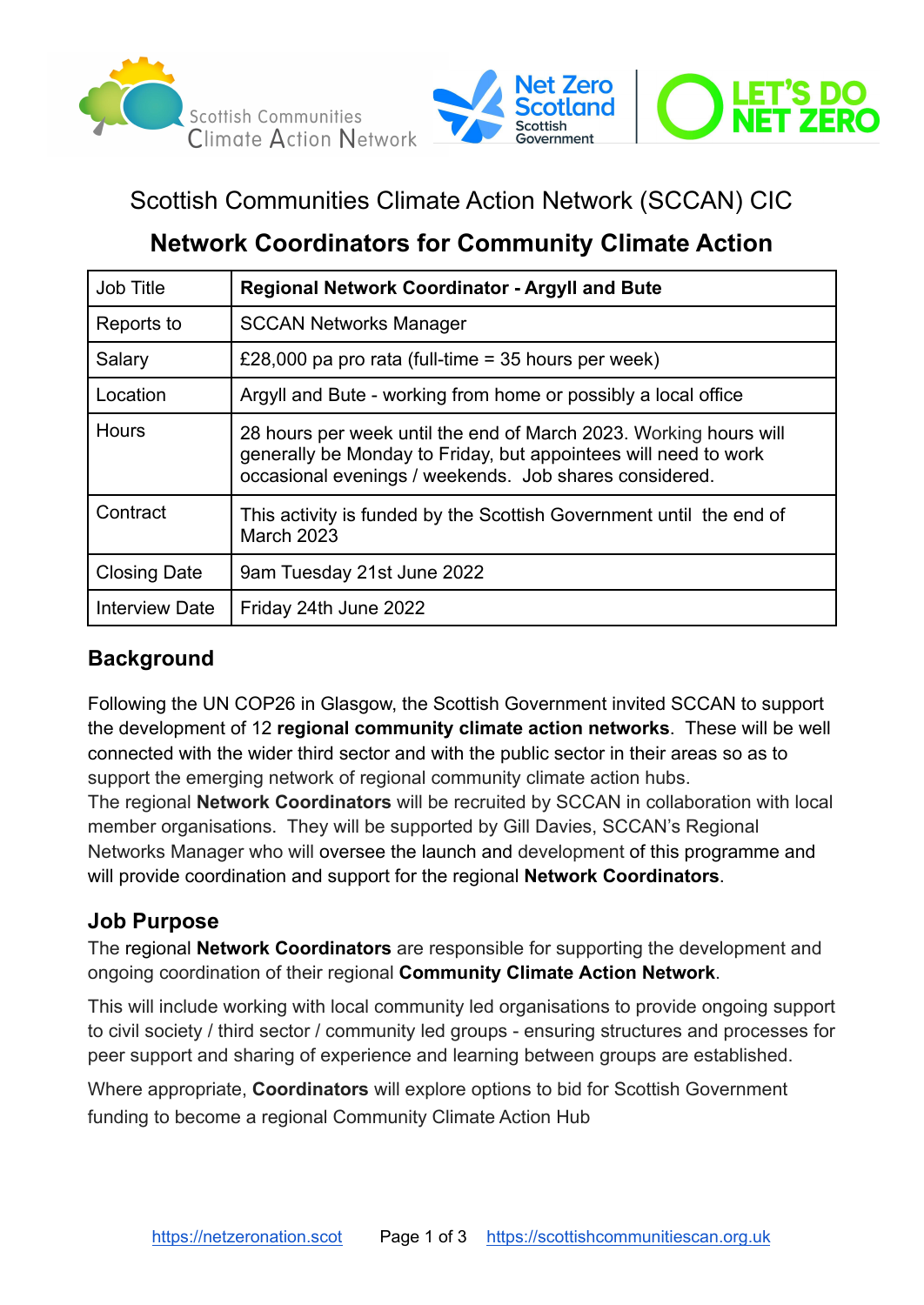Scottish Communities Climate Action Network (SCCAN) CIC

## Network Coordinators for Community Climate Action

| Job Title | **Regional Network Coordinator - Argyll and Bute** |
|---|---|
| Reports to | SCCAN Networks Manager |
| Salary | £28,000 pa pro rata (full-time = 35 hours per week) |
| Location | Argyll and Bute - working from home or possibly a local office |
| Hours | 28 hours per week until the end of March 2023. Working hours will generally be Monday to Friday, but appointees will need to work occasional evenings / weekends. Job shares considered. |
| Contract | This activity is funded by the Scottish Government until the end of March 2023 |
| Closing Date | 9am Tuesday 21st June 2022 |
| Interview Date | Friday 24th June 2022 |

### Background

Following the UN COP26 in Glasgow, the Scottish Government invited SCCAN to support the development of 12 **regional community climate action networks**. These will be well connected with the wider third sector and with the public sector in their areas so as to support the emerging network of regional community climate action hubs.
The regional **Network Coordinators** will be recruited by SCCAN in collaboration with local member organisations. They will be supported by Gill Davies, SCCAN's Regional Networks Manager who will oversee the launch and development of this programme and will provide coordination and support for the regional **Network Coordinators**.

### Job Purpose

The regional **Network Coordinators** are responsible for supporting the development and ongoing coordination of their regional **Community Climate Action Network**.

This will include working with local community led organisations to provide ongoing support to civil society / third sector / community led groups - ensuring structures and processes for peer support and sharing of experience and learning between groups are established.

Where appropriate, **Coordinators** will explore options to bid for Scottish Government funding to become a regional Community Climate Action Hub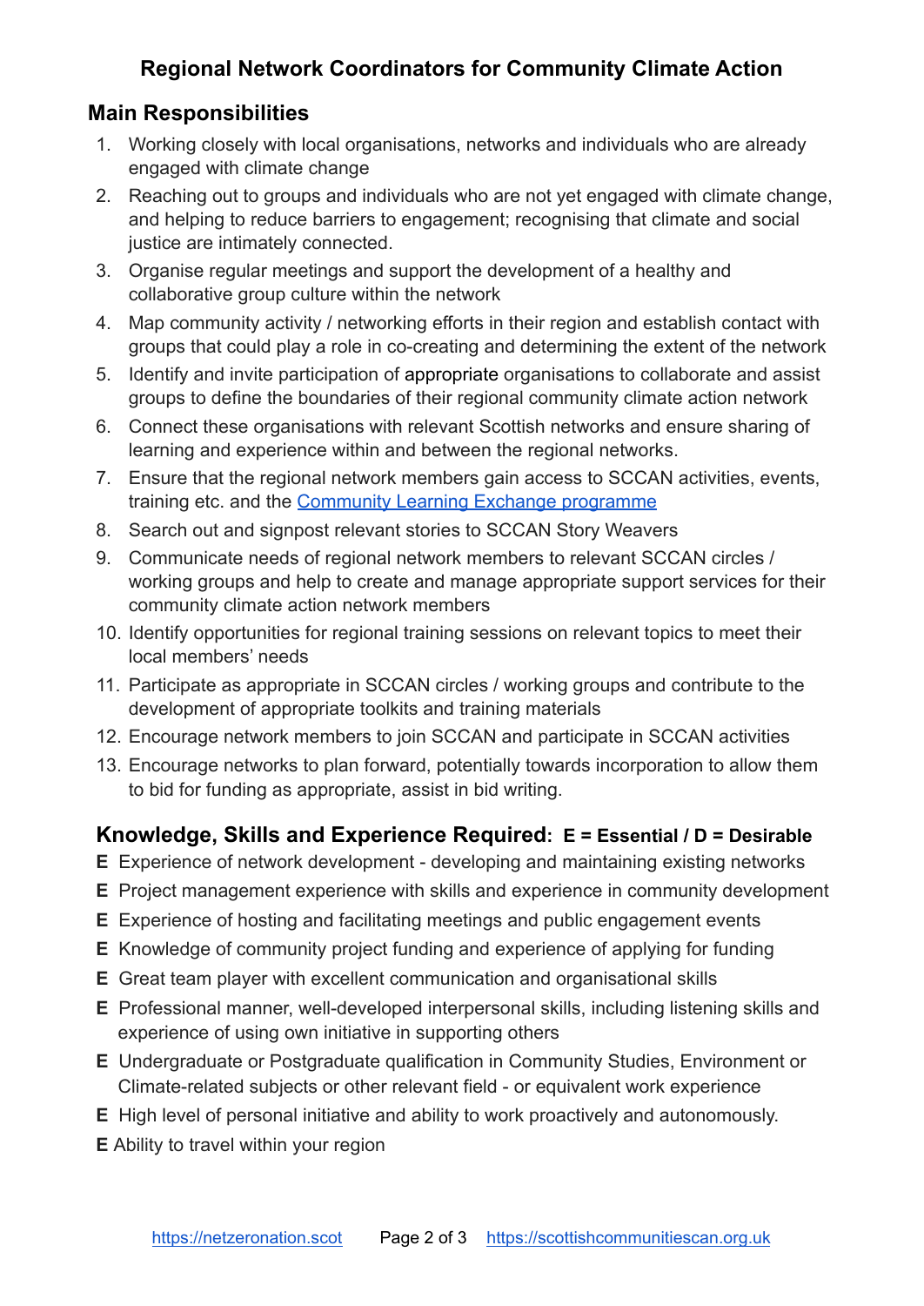## Regional Network Coordinators for Community Climate Action

### Main Responsibilities

1. Working closely with local organisations, networks and individuals who are already engaged with climate change
2. Reaching out to groups and individuals who are not yet engaged with climate change, and helping to reduce barriers to engagement; recognising that climate and social justice are intimately connected.
3. Organise regular meetings and support the development of a healthy and collaborative group culture within the network
4. Map community activity / networking efforts in their region and establish contact with groups that could play a role in co-creating and determining the extent of the network
5. Identify and invite participation of appropriate organisations to collaborate and assist groups to define the boundaries of their regional community climate action network
6. Connect these organisations with relevant Scottish networks and ensure sharing of learning and experience within and between the regional networks.
7. Ensure that the regional network members gain access to SCCAN activities, events, training etc. and the Community Learning Exchange programme
8. Search out and signpost relevant stories to SCCAN Story Weavers
9. Communicate needs of regional network members to relevant SCCAN circles / working groups and help to create and manage appropriate support services for their community climate action network members
10. Identify opportunities for regional training sessions on relevant topics to meet their local members' needs
11. Participate as appropriate in SCCAN circles / working groups and contribute to the development of appropriate toolkits and training materials
12. Encourage network members to join SCCAN and participate in SCCAN activities
13. Encourage networks to plan forward, potentially towards incorporation to allow them to bid for funding as appropriate, assist in bid writing.

### Knowledge, Skills and Experience Required: E = Essential / D = Desirable

**E** Experience of network development - developing and maintaining existing networks

**E** Project management experience with skills and experience in community development

**E** Experience of hosting and facilitating meetings and public engagement events

**E** Knowledge of community project funding and experience of applying for funding

**E** Great team player with excellent communication and organisational skills

**E** Professional manner, well-developed interpersonal skills, including listening skills and experience of using own initiative in supporting others

**E** Undergraduate or Postgraduate qualification in Community Studies, Environment or Climate-related subjects or other relevant field - or equivalent work experience

**E** High level of personal initiative and ability to work proactively and autonomously.

**E** Ability to travel within your region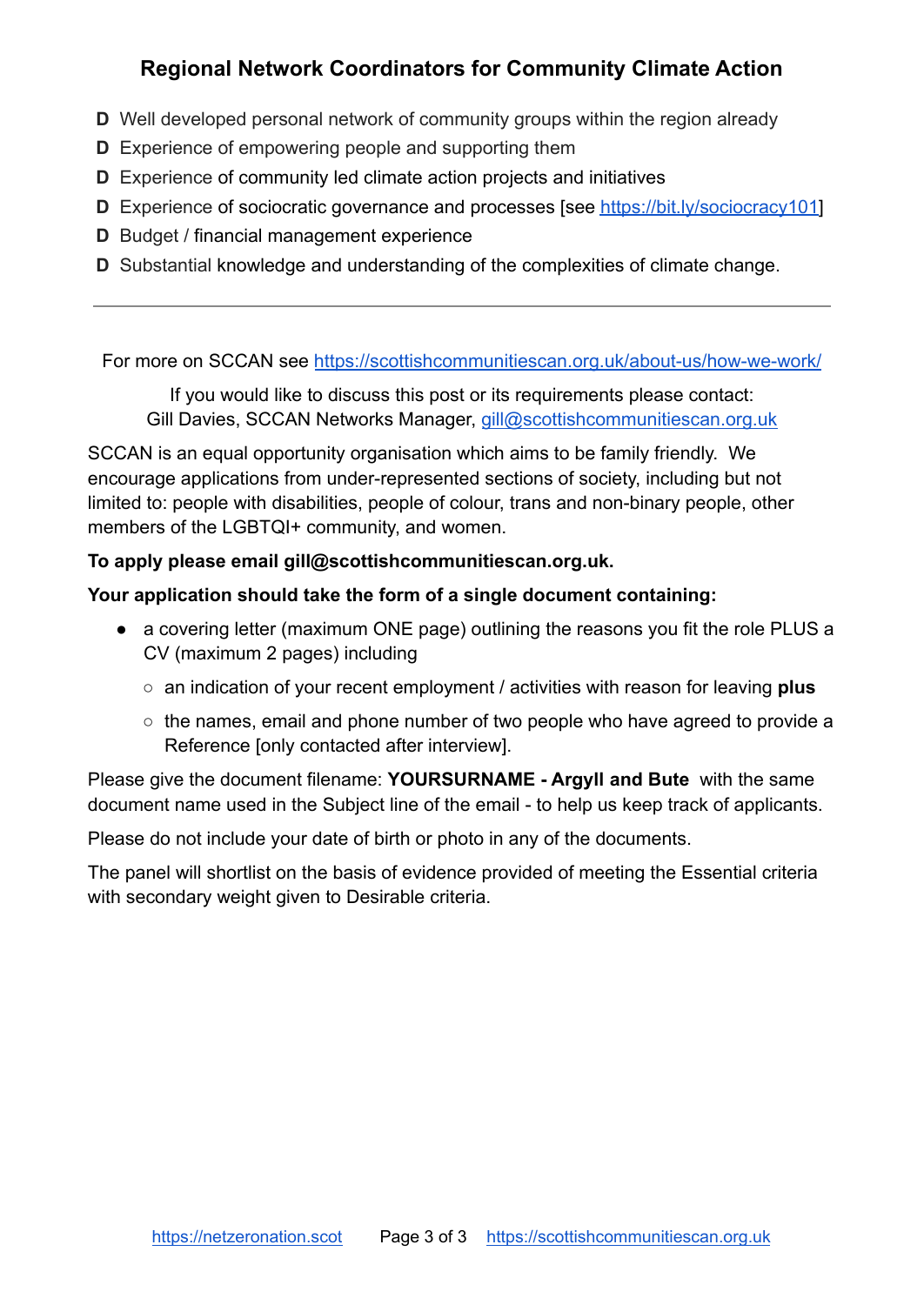# Regional Network Coordinators for Community Climate Action

- **D** Well developed personal network of community groups within the region already
- **D** Experience of empowering people and supporting them
- **D** Experience of community led climate action projects and initiatives
- **D** Experience of sociocratic governance and processes [see https://bit.ly/sociocracy101]
- **D** Budget / financial management experience
- **D** Substantial knowledge and understanding of the complexities of climate change.

---

For more on SCCAN see https://scottishcommunitiescan.org.uk/about-us/how-we-work/

If you would like to discuss this post or its requirements please contact:
Gill Davies, SCCAN Networks Manager, gill@scottishcommunitiescan.org.uk

SCCAN is an equal opportunity organisation which aims to be family friendly. We encourage applications from under-represented sections of society, including but not limited to: people with disabilities, people of colour, trans and non-binary people, other members of the LGBTQI+ community, and women.

**To apply please email gill@scottishcommunitiescan.org.uk.**

**Your application should take the form of a single document containing:**

- a covering letter (maximum ONE page) outlining the reasons you fit the role PLUS a CV (maximum 2 pages) including
  - an indication of your recent employment / activities with reason for leaving **plus**
  - the names, email and phone number of two people who have agreed to provide a Reference [only contacted after interview].

Please give the document filename: **YOURSURNAME - Argyll and Bute** with the same document name used in the Subject line of the email - to help us keep track of applicants.

Please do not include your date of birth or photo in any of the documents.

The panel will shortlist on the basis of evidence provided of meeting the Essential criteria with secondary weight given to Desirable criteria.